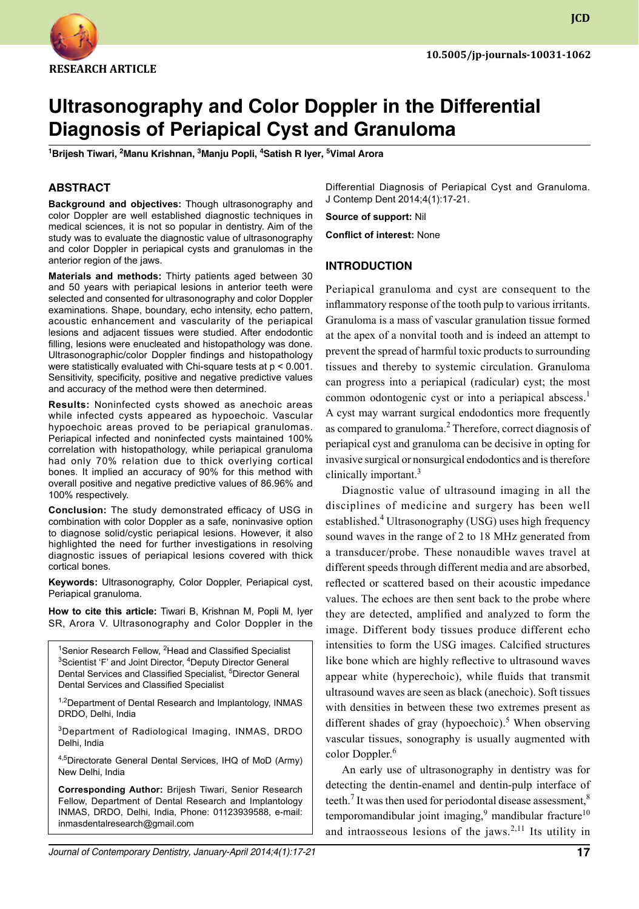RESEARCH ARTICLE

10.5005/jp-journals-10031-1062

# Ultrasonography and Color Doppler in the Differential Diagnosis of Periapical Cyst and Granuloma

[1]Brijesh Tiwari, [2]Manu Krishnan, [3]Manju Popli, [4]Satish R Iyer, [5]Vimal Arora

## ABSTRACT

**Background and objectives:** Though ultrasonography and color Doppler are well established diagnostic techniques in medical sciences, it is not so popular in dentistry. Aim of the study was to evaluate the diagnostic value of ultrasonography and color Doppler in periapical cysts and granulomas in the anterior region of the jaws.

**Materials and methods:** Thirty patients aged between 30 and 50 years with periapical lesions in anterior teeth were selected and consented for ultrasonography and color Doppler examinations. Shape, boundary, echo intensity, echo pattern, acoustic enhancement and vascularity of the periapical lesions and adjacent tissues were studied. After endodontic filling, lesions were enucleated and histopathology was done. Ultrasonographic/color Doppler findings and histopathology were statistically evaluated with Chi-square tests at $p < 0.001$. Sensitivity, specificity, positive and negative predictive values and accuracy of the method were then determined.

**Results:** Noninfected cysts showed as anechoic areas while infected cysts appeared as hypoechoic. Vascular hypoechoic areas proved to be periapical granulomas. Periapical infected and noninfected cysts maintained 100% correlation with histopathology, while periapical granuloma had only 70% relation due to thick overlying cortical bones. It implied an accuracy of 90% for this method with overall positive and negative predictive values of 86.96% and 100% respectively.

**Conclusion:** The study demonstrated efficacy of USG in combination with color Doppler as a safe, noninvasive option to diagnose solid/cystic periapical lesions. However, it also highlighted the need for further investigations in resolving diagnostic issues of periapical lesions covered with thick cortical bones.

**Keywords:** Ultrasonography, Color Doppler, Periapical cyst, Periapical granuloma.

**How to cite this article:** Tiwari B, Krishnan M, Popli M, Iyer SR, Arora V. Ultrasonography and Color Doppler in the Differential Diagnosis of Periapical Cyst and Granuloma. J Contemp Dent 2014;4(1):17-21.

**Source of support:** Nil

**Conflict of interest:** None

[1]Senior Research Fellow, [2]Head and Classified Specialist [3]Scientist 'F' and Joint Director, [4]Deputy Director General Dental Services and Classified Specialist, [5]Director General Dental Services and Classified Specialist

[1,2]Department of Dental Research and Implantology, INMAS DRDO, Delhi, India

[3]Department of Radiological Imaging, INMAS, DRDO Delhi, India

[4,5]Directorate General Dental Services, IHQ of MoD (Army) New Delhi, India

**Corresponding Author:** Brijesh Tiwari, Senior Research Fellow, Department of Dental Research and Implantology INMAS, DRDO, Delhi, India, Phone: 01123939588, e-mail: inmasdentalresearch@gmail.com

## INTRODUCTION

Periapical granuloma and cyst are consequent to the inflammatory response of the tooth pulp to various irritants. Granuloma is a mass of vascular granulation tissue formed at the apex of a nonvital tooth and is indeed an attempt to prevent the spread of harmful toxic products to surrounding tissues and thereby to systemic circulation. Granuloma can progress into a periapical (radicular) cyst; the most common odontogenic cyst or into a periapical abscess.[1] A cyst may warrant surgical endodontics more frequently as compared to granuloma.[2] Therefore, correct diagnosis of periapical cyst and granuloma can be decisive in opting for invasive surgical or nonsurgical endodontics and is therefore clinically important.[3]

Diagnostic value of ultrasound imaging in all the disciplines of medicine and surgery has been well established.[4] Ultrasonography (USG) uses high frequency sound waves in the range of 2 to 18 MHz generated from a transducer/probe. These nonaudible waves travel at different speeds through different media and are absorbed, reflected or scattered based on their acoustic impedance values. The echoes are then sent back to the probe where they are detected, amplified and analyzed to form the image. Different body tissues produce different echo intensities to form the USG images. Calcified structures like bone which are highly reflective to ultrasound waves appear white (hyperechoic), while fluids that transmit ultrasound waves are seen as black (anechoic). Soft tissues with densities in between these two extremes present as different shades of gray (hypoechoic).[5] When observing vascular tissues, sonography is usually augmented with color Doppler.[6]

An early use of ultrasonography in dentistry was for detecting the dentin-enamel and dentin-pulp interface of teeth.[7] It was then used for periodontal disease assessment,[8] temporomandibular joint imaging,[9] mandibular fracture[10] and intraosseous lesions of the jaws.[2,11] Its utility in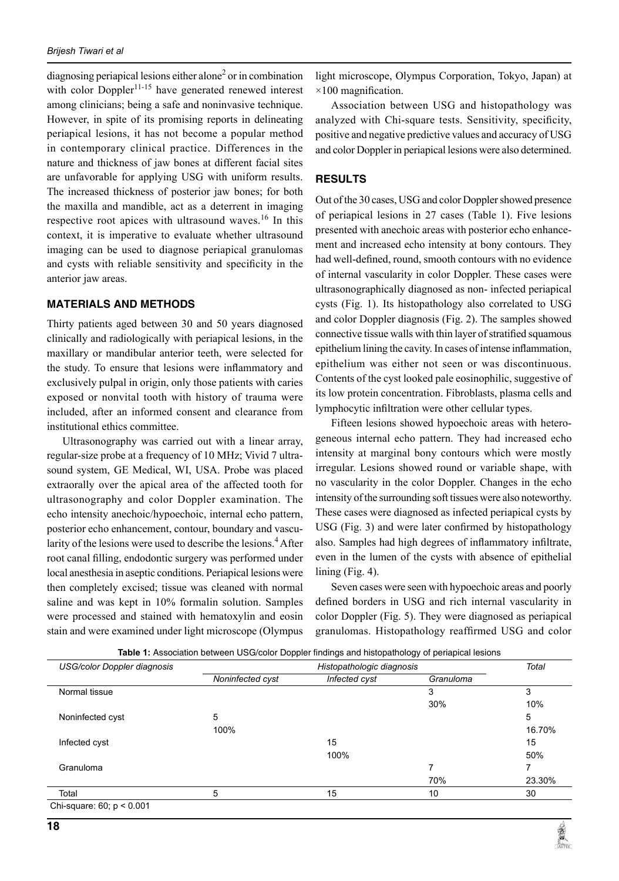diagnosing periapical lesions either alone[2] or in combination with color Doppler[11-15] have generated renewed interest among clinicians; being a safe and noninvasive technique. However, in spite of its promising reports in delineating periapical lesions, it has not become a popular method in contemporary clinical practice. Differences in the nature and thickness of jaw bones at different facial sites are unfavorable for applying USG with uniform results. The increased thickness of posterior jaw bones; for both the maxilla and mandible, act as a deterrent in imaging respective root apices with ultrasound waves.[16] In this context, it is imperative to evaluate whether ultrasound imaging can be used to diagnose periapical granulomas and cysts with reliable sensitivity and specificity in the anterior jaw areas.

## MATERIALS AND METHODS

Thirty patients aged between 30 and 50 years diagnosed clinically and radiologically with periapical lesions, in the maxillary or mandibular anterior teeth, were selected for the study. To ensure that lesions were inflammatory and exclusively pulpal in origin, only those patients with caries exposed or nonvital tooth with history of trauma were included, after an informed consent and clearance from institutional ethics committee.

Ultrasonography was carried out with a linear array, regular-size probe at a frequency of 10 MHz; Vivid 7 ultrasound system, GE Medical, WI, USA. Probe was placed extraorally over the apical area of the affected tooth for ultrasonography and color Doppler examination. The echo intensity anechoic/hypoechoic, internal echo pattern, posterior echo enhancement, contour, boundary and vascularity of the lesions were used to describe the lesions.[4] After root canal filling, endodontic surgery was performed under local anesthesia in aseptic conditions. Periapical lesions were then completely excised; tissue was cleaned with normal saline and was kept in 10% formalin solution. Samples were processed and stained with hematoxylin and eosin stain and were examined under light microscope (Olympus light microscope, Olympus Corporation, Tokyo, Japan) at ×100 magnification.

Association between USG and histopathology was analyzed with Chi-square tests. Sensitivity, specificity, positive and negative predictive values and accuracy of USG and color Doppler in periapical lesions were also determined.

## RESULTS

Out of the 30 cases, USG and color Doppler showed presence of periapical lesions in 27 cases (Table 1). Five lesions presented with anechoic areas with posterior echo enhancement and increased echo intensity at bony contours. They had well-defined, round, smooth contours with no evidence of internal vascularity in color Doppler. These cases were ultrasonographically diagnosed as non- infected periapical cysts (Fig. 1). Its histopathology also correlated to USG and color Doppler diagnosis (Fig. 2). The samples showed connective tissue walls with thin layer of stratified squamous epithelium lining the cavity. In cases of intense inflammation, epithelium was either not seen or was discontinuous. Contents of the cyst looked pale eosinophilic, suggestive of its low protein concentration. Fibroblasts, plasma cells and lymphocytic infiltration were other cellular types.

Fifteen lesions showed hypoechoic areas with heterogeneous internal echo pattern. They had increased echo intensity at marginal bony contours which were mostly irregular. Lesions showed round or variable shape, with no vascularity in the color Doppler. Changes in the echo intensity of the surrounding soft tissues were also noteworthy. These cases were diagnosed as infected periapical cysts by USG (Fig. 3) and were later confirmed by histopathology also. Samples had high degrees of inflammatory infiltrate, even in the lumen of the cysts with absence of epithelial lining (Fig. 4).

Seven cases were seen with hypoechoic areas and poorly defined borders in USG and rich internal vascularity in color Doppler (Fig. 5). They were diagnosed as periapical granulomas. Histopathology reaffirmed USG and color

**Table 1:** Association between USG/color Doppler findings and histopathology of periapical lesions

| USG/color Doppler diagnosis | Histopathologic diagnosis | | | Total |
|---|---|---|---|---|
| | Noninfected cyst | Infected cyst | Granuloma | |
| Normal tissue | | | 3<br>30% | 3<br>10% |
| Noninfected cyst | 5<br>100% | | | 5<br>16.70% |
| Infected cyst | | 15<br>100% | | 15<br>50% |
| Granuloma | | | 7<br>70% | 7<br>23.30% |
| Total | 5 | 15 | 10 | 30 |

Chi-square: 60; $p < 0.001$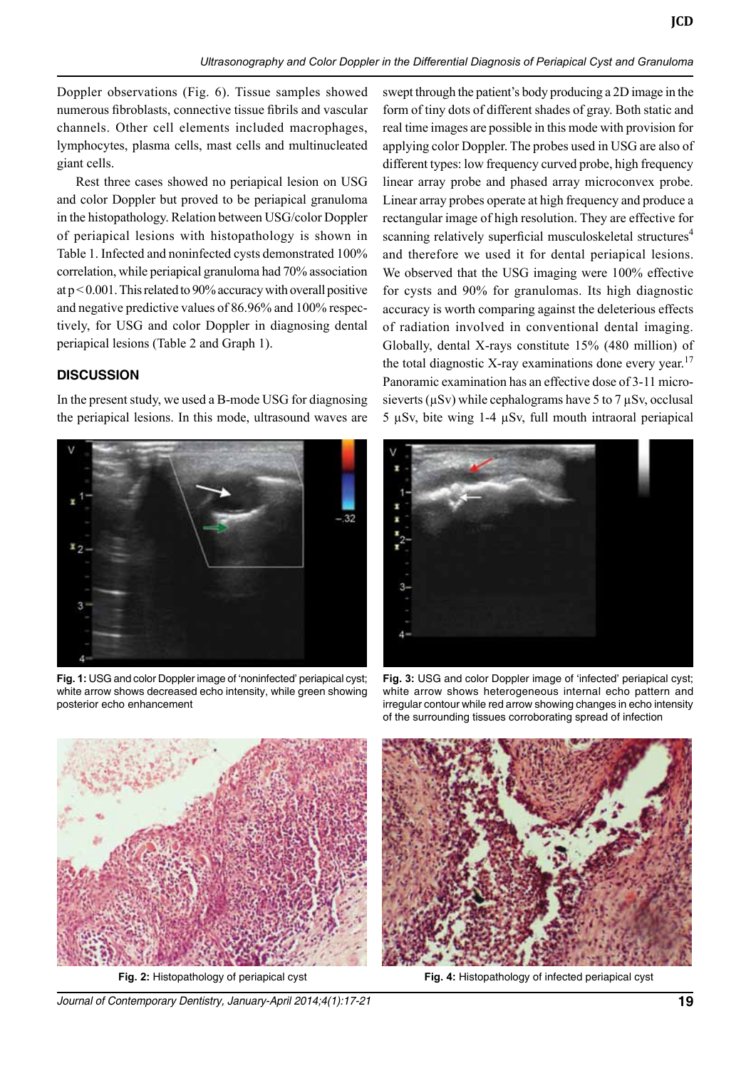Doppler observations (Fig. 6). Tissue samples showed numerous fibroblasts, connective tissue fibrils and vascular channels. Other cell elements included macrophages, lymphocytes, plasma cells, mast cells and multinucleated giant cells.

Rest three cases showed no periapical lesion on USG and color Doppler but proved to be periapical granuloma in the histopathology. Relation between USG/color Doppler of periapical lesions with histopathology is shown in Table 1. Infected and noninfected cysts demonstrated 100% correlation, while periapical granuloma had 70% association at $p < 0.001$. This related to 90% accuracy with overall positive and negative predictive values of 86.96% and 100% respectively, for USG and color Doppler in diagnosing dental periapical lesions (Table 2 and Graph 1).

## DISCUSSION

In the present study, we used a B-mode USG for diagnosing the periapical lesions. In this mode, ultrasound waves are swept through the patient's body producing a 2D image in the form of tiny dots of different shades of gray. Both static and real time images are possible in this mode with provision for applying color Doppler. The probes used in USG are also of different types: low frequency curved probe, high frequency linear array probe and phased array microconvex probe. Linear array probes operate at high frequency and produce a rectangular image of high resolution. They are effective for scanning relatively superficial musculoskeletal structures[4] and therefore we used it for dental periapical lesions. We observed that the USG imaging were 100% effective for cysts and 90% for granulomas. Its high diagnostic accuracy is worth comparing against the deleterious effects of radiation involved in conventional dental imaging. Globally, dental X-rays constitute 15% (480 million) of the total diagnostic X-ray examinations done every year.[17] Panoramic examination has an effective dose of 3-11 microsieverts (μSv) while cephalograms have 5 to 7 μSv, occlusal 5 μSv, bite wing 1-4 μSv, full mouth intraoral periapical

**Fig. 1:** USG and color Doppler image of 'noninfected' periapical cyst; white arrow shows decreased echo intensity, while green showing posterior echo enhancement

**Fig. 3:** USG and color Doppler image of 'infected' periapical cyst; white arrow shows heterogeneous internal echo pattern and irregular contour while red arrow showing changes in echo intensity of the surrounding tissues corroborating spread of infection

**Fig. 2:** Histopathology of periapical cyst

**Fig. 4:** Histopathology of infected periapical cyst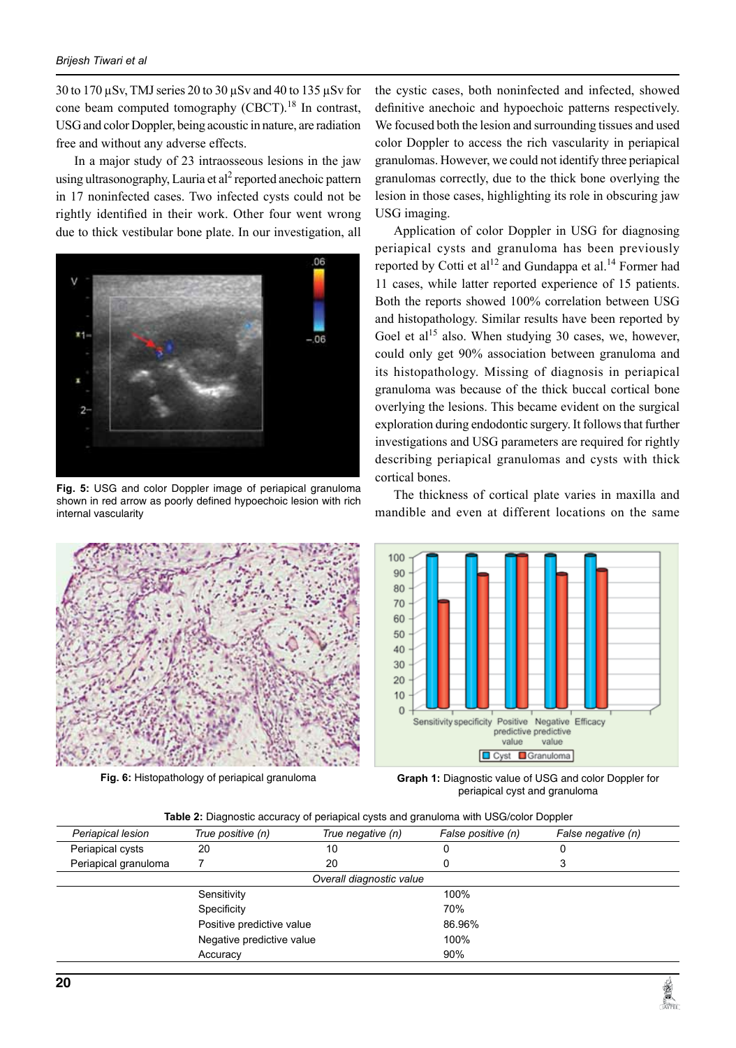30 to 170 μSv, TMJ series 20 to 30 μSv and 40 to 135 μSv for cone beam computed tomography (CBCT).[18] In contrast, USG and color Doppler, being acoustic in nature, are radiation free and without any adverse effects.

In a major study of 23 intraosseous lesions in the jaw using ultrasonography, Lauria et al[2] reported anechoic pattern in 17 noninfected cases. Two infected cysts could not be rightly identified in their work. Other four went wrong due to thick vestibular bone plate. In our investigation, all the cystic cases, both noninfected and infected, showed definitive anechoic and hypoechoic patterns respectively. We focused both the lesion and surrounding tissues and used color Doppler to access the rich vascularity in periapical granulomas. However, we could not identify three periapical granulomas correctly, due to the thick bone overlying the lesion in those cases, highlighting its role in obscuring jaw USG imaging.

**Fig. 5:** USG and color Doppler image of periapical granuloma shown in red arrow as poorly defined hypoechoic lesion with rich internal vascularity

Application of color Doppler in USG for diagnosing periapical cysts and granuloma has been previously reported by Cotti et al[12] and Gundappa et al.[14] Former had 11 cases, while latter reported experience of 15 patients. Both the reports showed 100% correlation between USG and histopathology. Similar results have been reported by Goel et al[15] also. When studying 30 cases, we, however, could only get 90% association between granuloma and its histopathology. Missing of diagnosis in periapical granuloma was because of the thick buccal cortical bone overlying the lesions. This became evident on the surgical exploration during endodontic surgery. It follows that further investigations and USG parameters are required for rightly describing periapical granulomas and cysts with thick cortical bones.

The thickness of cortical plate varies in maxilla and mandible and even at different locations on the same

**Fig. 6:** Histopathology of periapical granuloma

**Graph 1:** Diagnostic value of USG and color Doppler for periapical cyst and granuloma

**Table 2:** Diagnostic accuracy of periapical cysts and granuloma with USG/color Doppler

| *Periapical lesion* | *True positive (n)* | *True negative (n)* | *False positive (n)* | *False negative (n)* |
|---|---|---|---|---|
| Periapical cysts | 20 | 10 | 0 | 0 |
| Periapical granuloma | 7 | 20 | 0 | 3 |
| | | *Overall diagnostic value* | | |
| | Sensitivity | | 100% | |
| | Specificity | | 70% | |
| | Positive predictive value | | 86.96% | |
| | Negative predictive value | | 100% | |
| | Accuracy | | 90% | |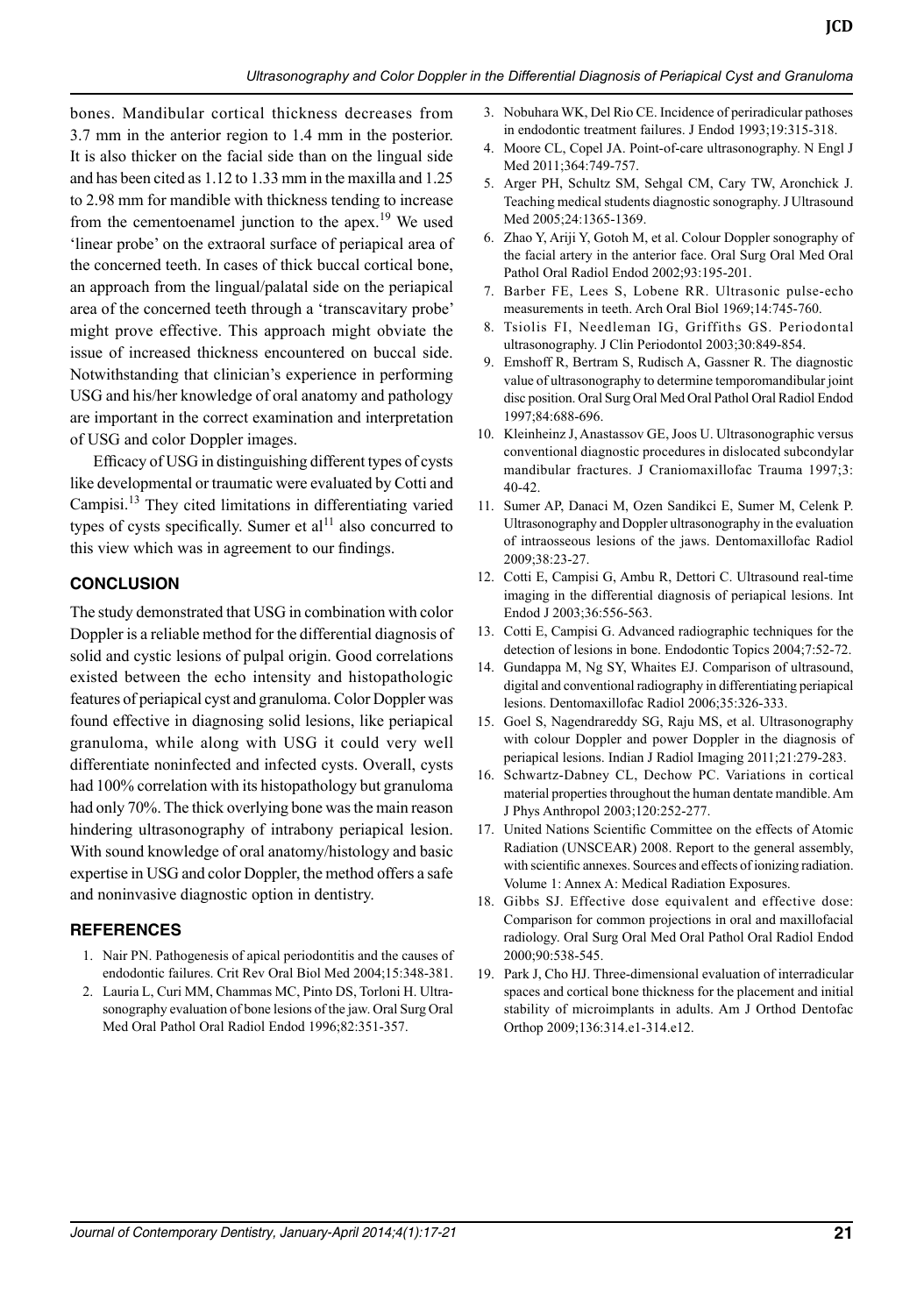bones. Mandibular cortical thickness decreases from 3.7 mm in the anterior region to 1.4 mm in the posterior. It is also thicker on the facial side than on the lingual side and has been cited as 1.12 to 1.33 mm in the maxilla and 1.25 to 2.98 mm for mandible with thickness tending to increase from the cementoenamel junction to the apex.[19] We used 'linear probe' on the extraoral surface of periapical area of the concerned teeth. In cases of thick buccal cortical bone, an approach from the lingual/palatal side on the periapical area of the concerned teeth through a 'transcavitary probe' might prove effective. This approach might obviate the issue of increased thickness encountered on buccal side. Notwithstanding that clinician's experience in performing USG and his/her knowledge of oral anatomy and pathology are important in the correct examination and interpretation of USG and color Doppler images.

Efficacy of USG in distinguishing different types of cysts like developmental or traumatic were evaluated by Cotti and Campisi.[13] They cited limitations in differentiating varied types of cysts specifically. Sumer et al[11] also concurred to this view which was in agreement to our findings.

## CONCLUSION

The study demonstrated that USG in combination with color Doppler is a reliable method for the differential diagnosis of solid and cystic lesions of pulpal origin. Good correlations existed between the echo intensity and histopathologic features of periapical cyst and granuloma. Color Doppler was found effective in diagnosing solid lesions, like periapical granuloma, while along with USG it could very well differentiate noninfected and infected cysts. Overall, cysts had 100% correlation with its histopathology but granuloma had only 70%. The thick overlying bone was the main reason hindering ultrasonography of intrabony periapical lesion. With sound knowledge of oral anatomy/histology and basic expertise in USG and color Doppler, the method offers a safe and noninvasive diagnostic option in dentistry.

## REFERENCES

1. Nair PN. Pathogenesis of apical periodontitis and the causes of endodontic failures. Crit Rev Oral Biol Med 2004;15:348-381.
2. Lauria L, Curi MM, Chammas MC, Pinto DS, Torloni H. Ultrasonography evaluation of bone lesions of the jaw. Oral Surg Oral Med Oral Pathol Oral Radiol Endod 1996;82:351-357.
3. Nobuhara WK, Del Rio CE. Incidence of periradicular pathoses in endodontic treatment failures. J Endod 1993;19:315-318.
4. Moore CL, Copel JA. Point-of-care ultrasonography. N Engl J Med 2011;364:749-757.
5. Arger PH, Schultz SM, Sehgal CM, Cary TW, Aronchick J. Teaching medical students diagnostic sonography. J Ultrasound Med 2005;24:1365-1369.
6. Zhao Y, Ariji Y, Gotoh M, et al. Colour Doppler sonography of the facial artery in the anterior face. Oral Surg Oral Med Oral Pathol Oral Radiol Endod 2002;93:195-201.
7. Barber FE, Lees S, Lobene RR. Ultrasonic pulse-echo measurements in teeth. Arch Oral Biol 1969;14:745-760.
8. Tsiolis FI, Needleman IG, Griffiths GS. Periodontal ultrasonography. J Clin Periodontol 2003;30:849-854.
9. Emshoff R, Bertram S, Rudisch A, Gassner R. The diagnostic value of ultrasonography to determine temporomandibular joint disc position. Oral Surg Oral Med Oral Pathol Oral Radiol Endod 1997;84:688-696.
10. Kleinheinz J, Anastassov GE, Joos U. Ultrasonographic versus conventional diagnostic procedures in dislocated subcondylar mandibular fractures. J Craniomaxillofac Trauma 1997;3:40-42.
11. Sumer AP, Danaci M, Ozen Sandikci E, Sumer M, Celenk P. Ultrasonography and Doppler ultrasonography in the evaluation of intraosseous lesions of the jaws. Dentomaxillofac Radiol 2009;38:23-27.
12. Cotti E, Campisi G, Ambu R, Dettori C. Ultrasound real-time imaging in the differential diagnosis of periapical lesions. Int Endod J 2003;36:556-563.
13. Cotti E, Campisi G. Advanced radiographic techniques for the detection of lesions in bone. Endodontic Topics 2004;7:52-72.
14. Gundappa M, Ng SY, Whaites EJ. Comparison of ultrasound, digital and conventional radiography in differentiating periapical lesions. Dentomaxillofac Radiol 2006;35:326-333.
15. Goel S, Nagendrareddy SG, Raju MS, et al. Ultrasonography with colour Doppler and power Doppler in the diagnosis of periapical lesions. Indian J Radiol Imaging 2011;21:279-283.
16. Schwartz-Dabney CL, Dechow PC. Variations in cortical material properties throughout the human dentate mandible. Am J Phys Anthropol 2003;120:252-277.
17. United Nations Scientific Committee on the effects of Atomic Radiation (UNSCEAR) 2008. Report to the general assembly, with scientific annexes. Sources and effects of ionizing radiation. Volume 1: Annex A: Medical Radiation Exposures.
18. Gibbs SJ. Effective dose equivalent and effective dose: Comparison for common projections in oral and maxillofacial radiology. Oral Surg Oral Med Oral Pathol Oral Radiol Endod 2000;90:538-545.
19. Park J, Cho HJ. Three-dimensional evaluation of interradicular spaces and cortical bone thickness for the placement and initial stability of microimplants in adults. Am J Orthod Dentofac Orthop 2009;136:314.e1-314.e12.